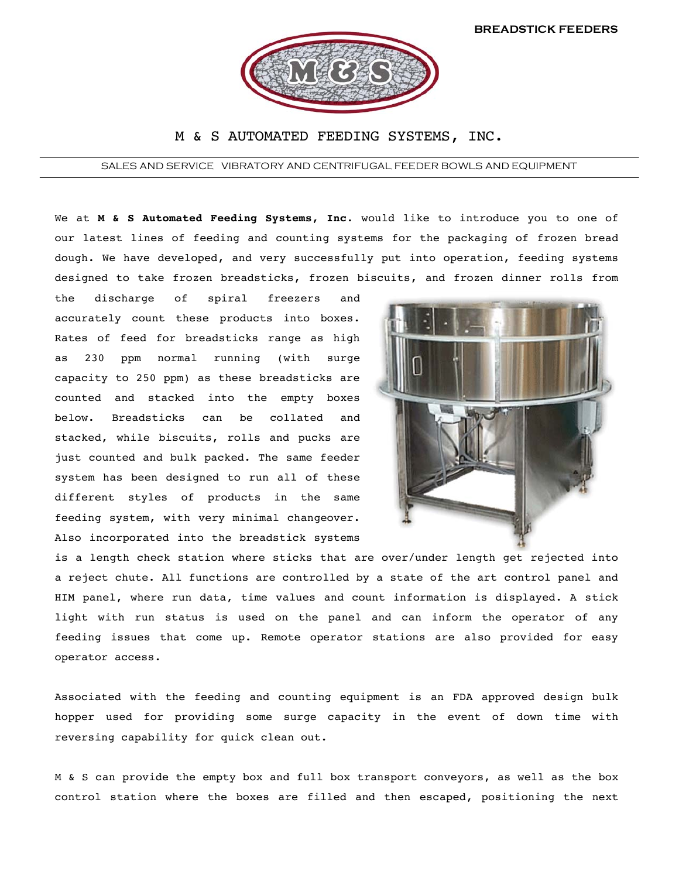BREADSTICK FEEDERS

# M & S AUTOMATED FEEDING SYSTEMS, INC.

SALES AND SERVICE VIBRATORY AND CENTRIFUGAL FEEDER BOWLS AND EQUIPMENT

We at **M & S Automated Feeding Systems, Inc.** would like to introduce you to one of our latest lines of feeding and counting systems for the packaging of frozen bread dough. We have developed, and very successfully put into operation, feeding systems designed to take frozen breadsticks, frozen biscuits, and frozen dinner rolls from the discharge of spiral freezers and accurately count these products into boxes. Rates of feed for breadsticks range as high as 230 ppm normal running (with surge capacity to 250 ppm) as these breadsticks are counted and stacked into the empty boxes below. Breadsticks can be collated and stacked, while biscuits, rolls and pucks are just counted and bulk packed. The same feeder system has been designed to run all of these different styles of products in the same feeding system, with very minimal changeover. Also incorporated into the breadstick systems is a length check station where sticks that are over/under length get rejected into a reject chute. All functions are controlled by a state of the art control panel and HIM panel, where run data, time values and count information is displayed. A stick light with run status is used on the panel and can inform the operator of any feeding issues that come up. Remote operator stations are also provided for easy operator access.

Associated with the feeding and counting equipment is an FDA approved design bulk hopper used for providing some surge capacity in the event of down time with reversing capability for quick clean out.

M & S can provide the empty box and full box transport conveyors, as well as the box control station where the boxes are filled and then escaped, positioning the next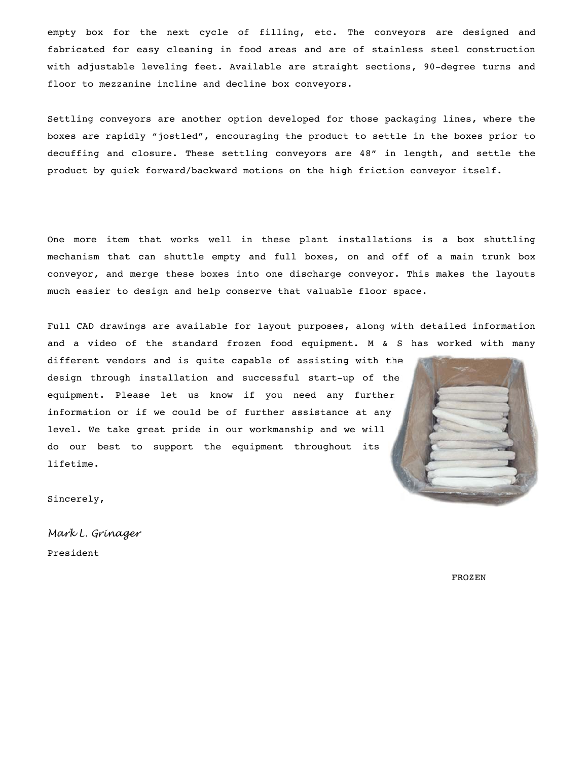empty box for the next cycle of filling, etc. The conveyors are designed and fabricated for easy cleaning in food areas and are of stainless steel construction with adjustable leveling feet. Available are straight sections, 90-degree turns and floor to mezzanine incline and decline box conveyors.

Settling conveyors are another option developed for those packaging lines, where the boxes are rapidly "jostled", encouraging the product to settle in the boxes prior to decuffing and closure. These settling conveyors are 48″ in length, and settle the product by quick forward/backward motions on the high friction conveyor itself.

One more item that works well in these plant installations is a box shuttling mechanism that can shuttle empty and full boxes, on and off of a main trunk box conveyor, and merge these boxes into one discharge conveyor. This makes the layouts much easier to design and help conserve that valuable floor space.

Full CAD drawings are available for layout purposes, along with detailed information and a video of the standard frozen food equipment. M & S has worked with many different vendors and is quite capable of assisting with the design through installation and successful start-up of the equipment. Please let us know if you need any further information or if we could be of further assistance at any level. We take great pride in our workmanship and we will do our best to support the equipment throughout its lifetime.

Sincerely,

*Mark L. Grinager*

President

FROZEN